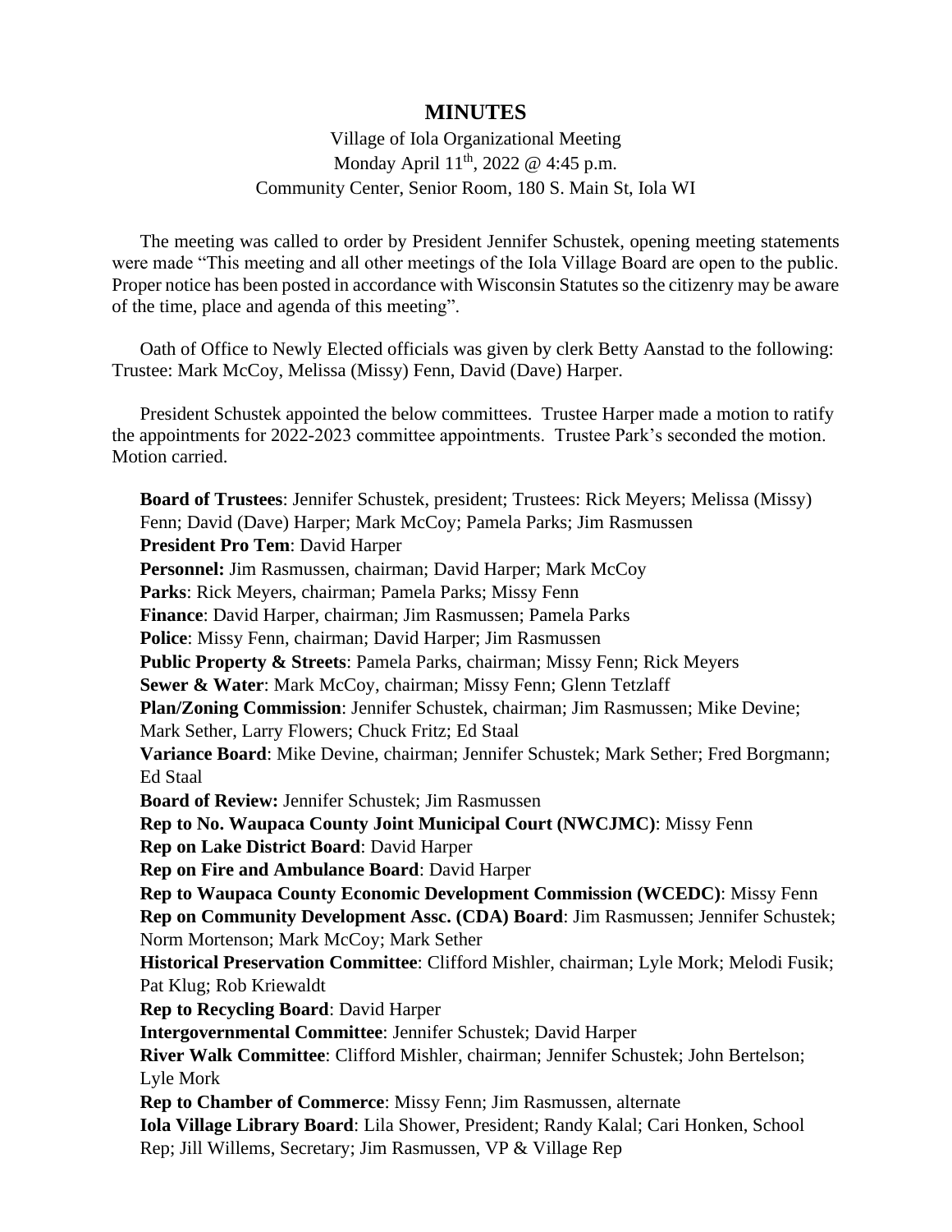# MINUTES

Village of Iola Organizational Meeting
Monday April 11th, 2022 @ 4:45 p.m.
Community Center, Senior Room, 180 S. Main St, Iola WI

The meeting was called to order by President Jennifer Schustek, opening meeting statements were made "This meeting and all other meetings of the Iola Village Board are open to the public. Proper notice has been posted in accordance with Wisconsin Statutes so the citizenry may be aware of the time, place and agenda of this meeting".

Oath of Office to Newly Elected officials was given by clerk Betty Aanstad to the following: Trustee: Mark McCoy, Melissa (Missy) Fenn, David (Dave) Harper.

President Schustek appointed the below committees. Trustee Harper made a motion to ratify the appointments for 2022-2023 committee appointments. Trustee Park's seconded the motion. Motion carried.

**Board of Trustees**: Jennifer Schustek, president; Trustees: Rick Meyers; Melissa (Missy) Fenn; David (Dave) Harper; Mark McCoy; Pamela Parks; Jim Rasmussen
**President Pro Tem**: David Harper
**Personnel:** Jim Rasmussen, chairman; David Harper; Mark McCoy
**Parks**: Rick Meyers, chairman; Pamela Parks; Missy Fenn
**Finance**: David Harper, chairman; Jim Rasmussen; Pamela Parks
**Police**: Missy Fenn, chairman; David Harper; Jim Rasmussen
**Public Property & Streets**: Pamela Parks, chairman; Missy Fenn; Rick Meyers
**Sewer & Water**: Mark McCoy, chairman; Missy Fenn; Glenn Tetzlaff
**Plan/Zoning Commission**: Jennifer Schustek, chairman; Jim Rasmussen; Mike Devine; Mark Sether, Larry Flowers; Chuck Fritz; Ed Staal
**Variance Board**: Mike Devine, chairman; Jennifer Schustek; Mark Sether; Fred Borgmann; Ed Staal
**Board of Review:** Jennifer Schustek; Jim Rasmussen
**Rep to No. Waupaca County Joint Municipal Court (NWCJMC)**: Missy Fenn
**Rep on Lake District Board**: David Harper
**Rep on Fire and Ambulance Board**: David Harper
**Rep to Waupaca County Economic Development Commission (WCEDC)**: Missy Fenn
**Rep on Community Development Assc. (CDA) Board**: Jim Rasmussen; Jennifer Schustek; Norm Mortenson; Mark McCoy; Mark Sether
**Historical Preservation Committee**: Clifford Mishler, chairman; Lyle Mork; Melodi Fusik; Pat Klug; Rob Kriewaldt
**Rep to Recycling Board**: David Harper
**Intergovernmental Committee**: Jennifer Schustek; David Harper
**River Walk Committee**: Clifford Mishler, chairman; Jennifer Schustek; John Bertelson; Lyle Mork
**Rep to Chamber of Commerce**: Missy Fenn; Jim Rasmussen, alternate
**Iola Village Library Board**: Lila Shower, President; Randy Kalal; Cari Honken, School Rep; Jill Willems, Secretary; Jim Rasmussen, VP & Village Rep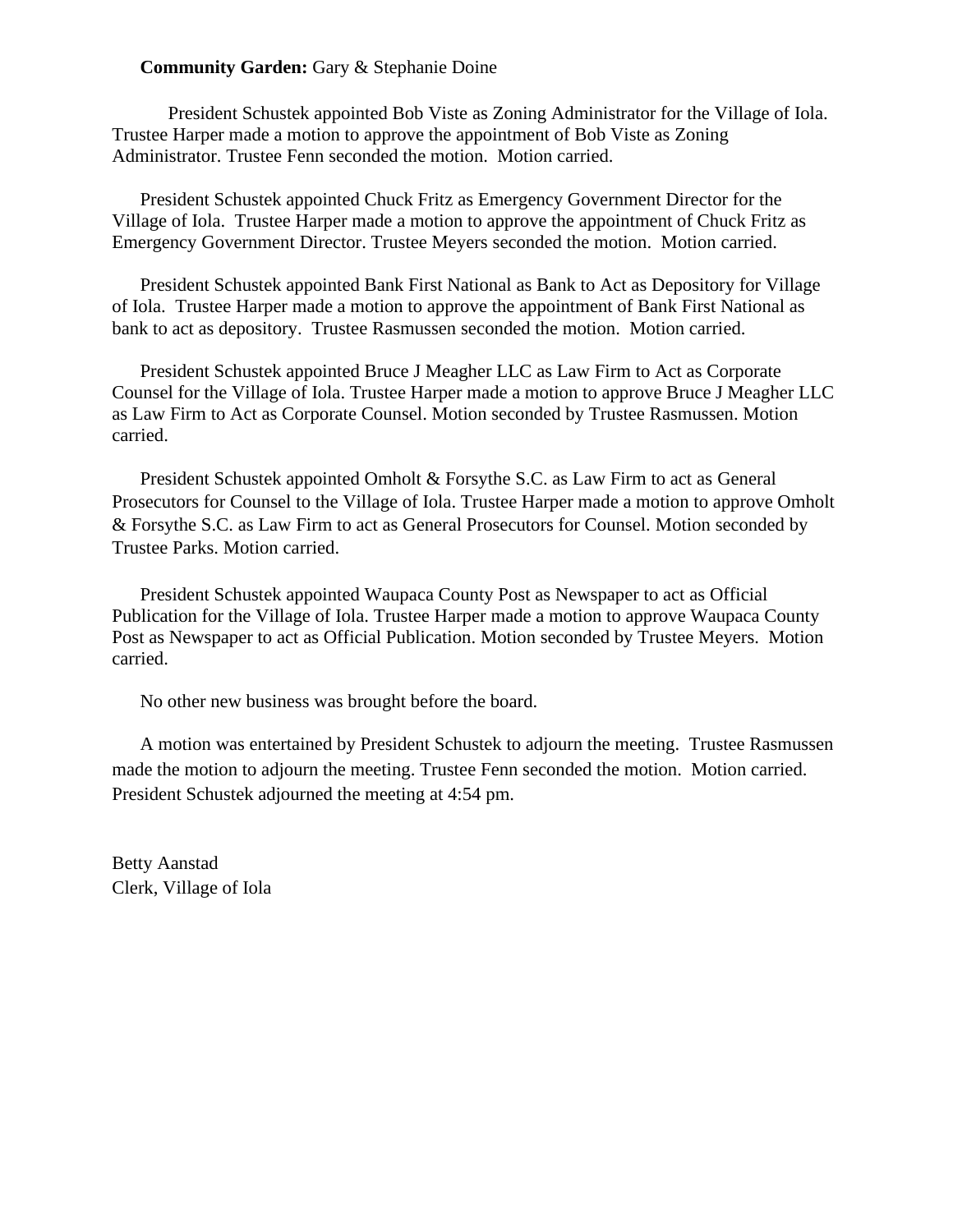**Community Garden:** Gary & Stephanie Doine

President Schustek appointed Bob Viste as Zoning Administrator for the Village of Iola. Trustee Harper made a motion to approve the appointment of Bob Viste as Zoning Administrator. Trustee Fenn seconded the motion. Motion carried.

President Schustek appointed Chuck Fritz as Emergency Government Director for the Village of Iola. Trustee Harper made a motion to approve the appointment of Chuck Fritz as Emergency Government Director. Trustee Meyers seconded the motion. Motion carried.

President Schustek appointed Bank First National as Bank to Act as Depository for Village of Iola. Trustee Harper made a motion to approve the appointment of Bank First National as bank to act as depository. Trustee Rasmussen seconded the motion. Motion carried.

President Schustek appointed Bruce J Meagher LLC as Law Firm to Act as Corporate Counsel for the Village of Iola. Trustee Harper made a motion to approve Bruce J Meagher LLC as Law Firm to Act as Corporate Counsel. Motion seconded by Trustee Rasmussen. Motion carried.

President Schustek appointed Omholt & Forsythe S.C. as Law Firm to act as General Prosecutors for Counsel to the Village of Iola. Trustee Harper made a motion to approve Omholt & Forsythe S.C. as Law Firm to act as General Prosecutors for Counsel. Motion seconded by Trustee Parks. Motion carried.

President Schustek appointed Waupaca County Post as Newspaper to act as Official Publication for the Village of Iola. Trustee Harper made a motion to approve Waupaca County Post as Newspaper to act as Official Publication. Motion seconded by Trustee Meyers. Motion carried.

No other new business was brought before the board.

A motion was entertained by President Schustek to adjourn the meeting. Trustee Rasmussen made the motion to adjourn the meeting. Trustee Fenn seconded the motion. Motion carried. President Schustek adjourned the meeting at 4:54 pm.

Betty Aanstad
Clerk, Village of Iola